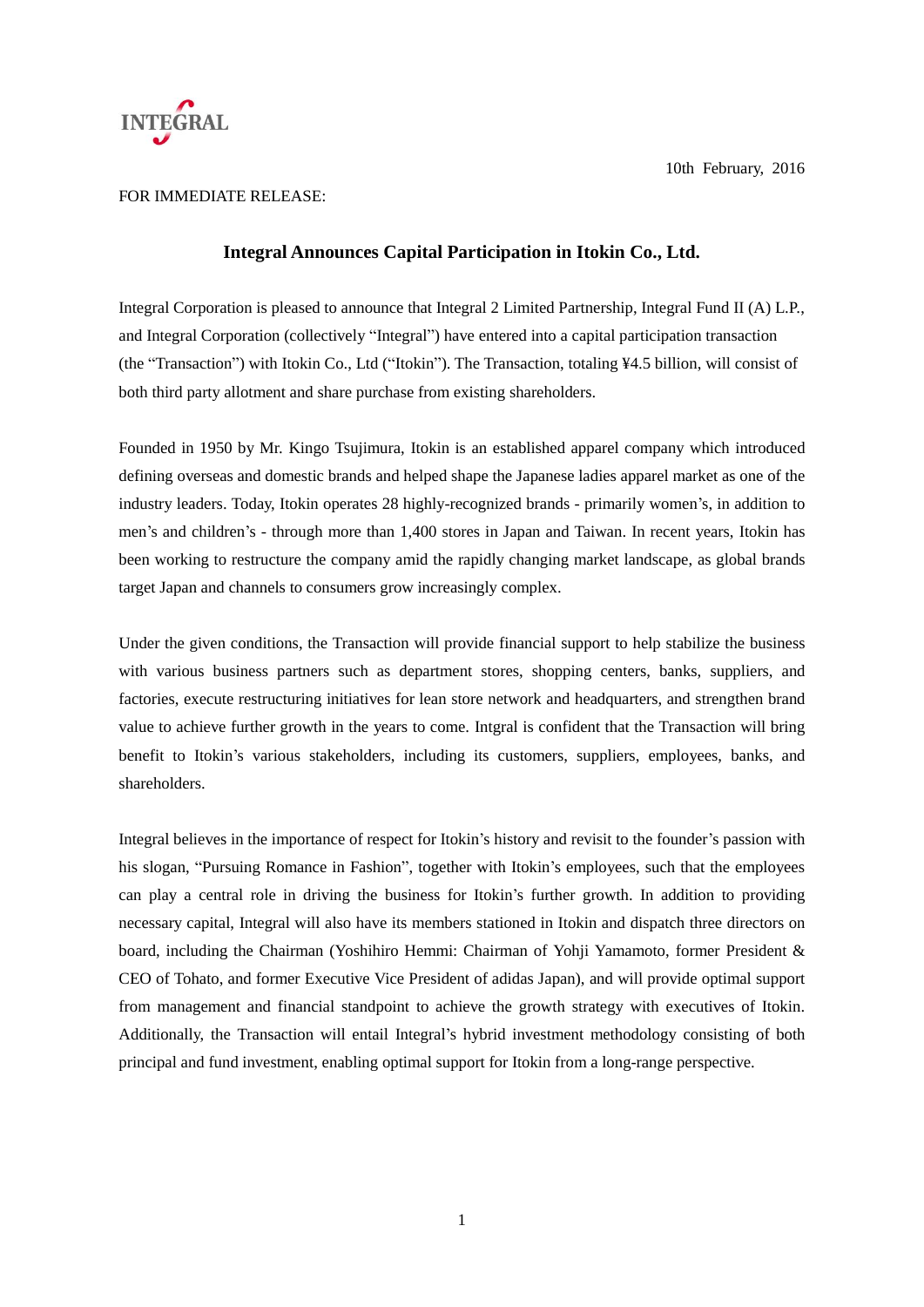INTEGRAL

10th February, 2016

FOR IMMEDIATE RELEASE:

## Integral Announces Capital Participation in Itokin Co., Ltd.

Integral Corporation is pleased to announce that Integral 2 Limited Partnership, Integral Fund II (A) L.P., and Integral Corporation (collectively "Integral") have entered into a capital participation transaction (the "Transaction") with Itokin Co., Ltd ("Itokin"). The Transaction, totaling ¥4.5 billion, will consist of both third party allotment and share purchase from existing shareholders.

Founded in 1950 by Mr. Kingo Tsujimura, Itokin is an established apparel company which introduced defining overseas and domestic brands and helped shape the Japanese ladies apparel market as one of the industry leaders. Today, Itokin operates 28 highly-recognized brands - primarily women's, in addition to men's and children's - through more than 1,400 stores in Japan and Taiwan. In recent years, Itokin has been working to restructure the company amid the rapidly changing market landscape, as global brands target Japan and channels to consumers grow increasingly complex.

Under the given conditions, the Transaction will provide financial support to help stabilize the business with various business partners such as department stores, shopping centers, banks, suppliers, and factories, execute restructuring initiatives for lean store network and headquarters, and strengthen brand value to achieve further growth in the years to come. Intgral is confident that the Transaction will bring benefit to Itokin's various stakeholders, including its customers, suppliers, employees, banks, and shareholders.

Integral believes in the importance of respect for Itokin's history and revisit to the founder's passion with his slogan, "Pursuing Romance in Fashion", together with Itokin's employees, such that the employees can play a central role in driving the business for Itokin's further growth. In addition to providing necessary capital, Integral will also have its members stationed in Itokin and dispatch three directors on board, including the Chairman (Yoshihiro Hemmi: Chairman of Yohji Yamamoto, former President & CEO of Tohato, and former Executive Vice President of adidas Japan), and will provide optimal support from management and financial standpoint to achieve the growth strategy with executives of Itokin. Additionally, the Transaction will entail Integral's hybrid investment methodology consisting of both principal and fund investment, enabling optimal support for Itokin from a long-range perspective.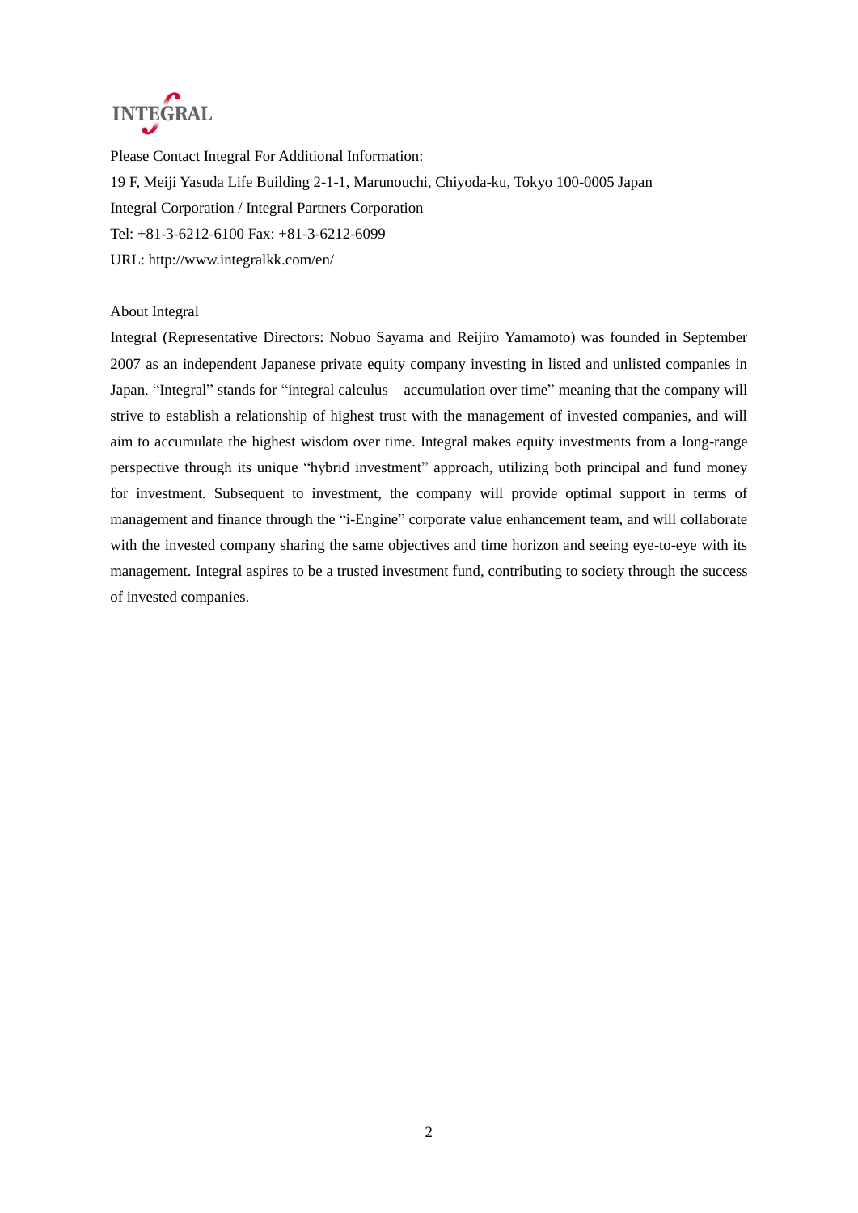INTEGRAL

Please Contact Integral For Additional Information:
19 F, Meiji Yasuda Life Building 2-1-1, Marunouchi, Chiyoda-ku, Tokyo 100-0005 Japan
Integral Corporation / Integral Partners Corporation
Tel: +81-3-6212-6100 Fax: +81-3-6212-6099
URL: http://www.integralkk.com/en/

About Integral

Integral (Representative Directors: Nobuo Sayama and Reijiro Yamamoto) was founded in September 2007 as an independent Japanese private equity company investing in listed and unlisted companies in Japan. "Integral" stands for "integral calculus – accumulation over time" meaning that the company will strive to establish a relationship of highest trust with the management of invested companies, and will aim to accumulate the highest wisdom over time. Integral makes equity investments from a long-range perspective through its unique "hybrid investment" approach, utilizing both principal and fund money for investment. Subsequent to investment, the company will provide optimal support in terms of management and finance through the "i-Engine" corporate value enhancement team, and will collaborate with the invested company sharing the same objectives and time horizon and seeing eye-to-eye with its management. Integral aspires to be a trusted investment fund, contributing to society through the success of invested companies.